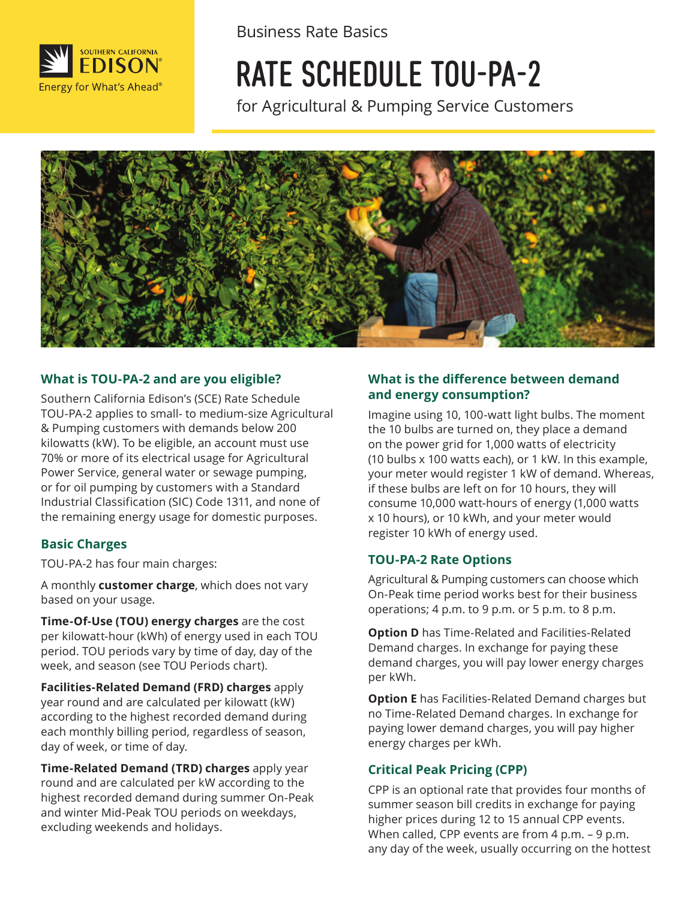Southern California Edison — Energy for What's Ahead®

Business Rate Basics

# RATE SCHEDULE TOU-PA-2

for Agricultural & Pumping Service Customers

## What is TOU-PA-2 and are you eligible?

Southern California Edison's (SCE) Rate Schedule TOU-PA-2 applies to small- to medium-size Agricultural & Pumping customers with demands below 200 kilowatts (kW). To be eligible, an account must use 70% or more of its electrical usage for Agricultural Power Service, general water or sewage pumping, or for oil pumping by customers with a Standard Industrial Classification (SIC) Code 1311, and none of the remaining energy usage for domestic purposes.

## Basic Charges

TOU-PA-2 has four main charges:

A monthly **customer charge**, which does not vary based on your usage.

**Time-Of-Use (TOU) energy charges** are the cost per kilowatt-hour (kWh) of energy used in each TOU period. TOU periods vary by time of day, day of the week, and season (see TOU Periods chart).

**Facilities-Related Demand (FRD) charges** apply year round and are calculated per kilowatt (kW) according to the highest recorded demand during each monthly billing period, regardless of season, day of week, or time of day.

**Time-Related Demand (TRD) charges** apply year round and are calculated per kW according to the highest recorded demand during summer On-Peak and winter Mid-Peak TOU periods on weekdays, excluding weekends and holidays.

## What is the difference between demand and energy consumption?

Imagine using 10, 100-watt light bulbs. The moment the 10 bulbs are turned on, they place a demand on the power grid for 1,000 watts of electricity (10 bulbs x 100 watts each), or 1 kW. In this example, your meter would register 1 kW of demand. Whereas, if these bulbs are left on for 10 hours, they will consume 10,000 watt-hours of energy (1,000 watts x 10 hours), or 10 kWh, and your meter would register 10 kWh of energy used.

## TOU-PA-2 Rate Options

Agricultural & Pumping customers can choose which On-Peak time period works best for their business operations; 4 p.m. to 9 p.m. or 5 p.m. to 8 p.m.

**Option D** has Time-Related and Facilities-Related Demand charges. In exchange for paying these demand charges, you will pay lower energy charges per kWh.

**Option E** has Facilities-Related Demand charges but no Time-Related Demand charges. In exchange for paying lower demand charges, you will pay higher energy charges per kWh.

## Critical Peak Pricing (CPP)

CPP is an optional rate that provides four months of summer season bill credits in exchange for paying higher prices during 12 to 15 annual CPP events. When called, CPP events are from 4 p.m. – 9 p.m. any day of the week, usually occurring on the hottest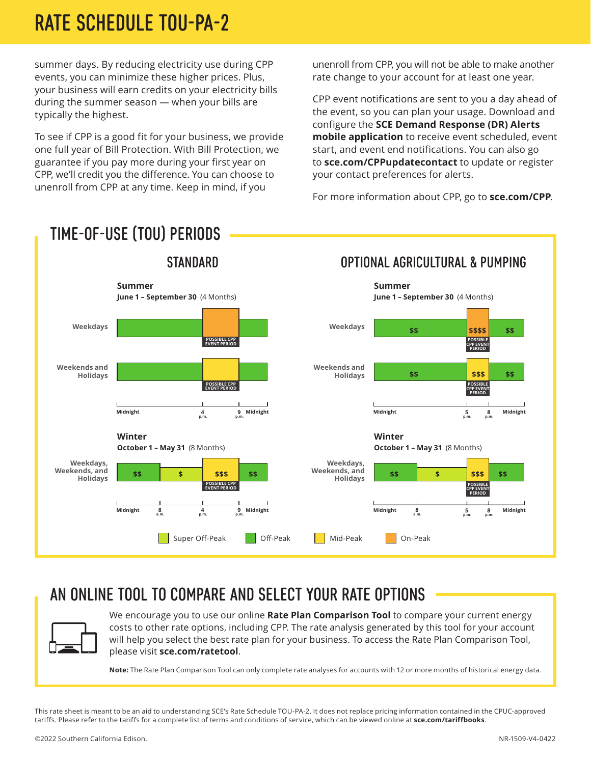# RATE SCHEDULE TOU-PA-2

summer days. By reducing electricity use during CPP events, you can minimize these higher prices. Plus, your business will earn credits on your electricity bills during the summer season — when your bills are typically the highest.

To see if CPP is a good fit for your business, we provide one full year of Bill Protection. With Bill Protection, we guarantee if you pay more during your first year on CPP, we'll credit you the difference. You can choose to unenroll from CPP at any time. Keep in mind, if you unenroll from CPP, you will not be able to make another rate change to your account for at least one year.

CPP event notifications are sent to you a day ahead of the event, so you can plan your usage. Download and configure the **SCE Demand Response (DR) Alerts mobile application** to receive event scheduled, event start, and event end notifications. You can also go to **sce.com/CPPupdatecontact** to update or register your contact preferences for alerts.

For more information about CPP, go to **sce.com/CPP**.

## TIME-OF-USE (TOU) PERIODS

### STANDARD

**Summer**
**June 1 – September 30** (4 Months)

Weekdays
POSSIBLE CPP EVENT PERIOD

Weekends and Holidays
POSSIBLE CPP EVENT PERIOD

Midnight 4 p.m. 9 p.m. Midnight

**Winter**
**October 1 – May 31** (8 Months)

Weekdays, Weekends, and Holidays
$$ $ $$$ $$
POSSIBLE CPP EVENT PERIOD

Midnight 8 a.m. 4 p.m. 9 p.m. Midnight

### OPTIONAL AGRICULTURAL & PUMPING

**Summer**
**June 1 – September 30** (4 Months)

Weekdays
$$ $$$$ $$
POSSIBLE CPP EVENT PERIOD

Weekends and Holidays
$$ $$$ $$
POSSIBLE CPP EVENT PERIOD

Midnight 5 p.m. 8 p.m. Midnight

**Winter**
**October 1 – May 31** (8 Months)

Weekdays, Weekends, and Holidays
$$ $ $$$ $$
POSSIBLE CPP EVENT PERIOD

Midnight 8 a.m. 5 p.m. 8 p.m. Midnight

Super Off-Peak   Off-Peak   Mid-Peak   On-Peak

## AN ONLINE TOOL TO COMPARE AND SELECT YOUR RATE OPTIONS

We encourage you to use our online **Rate Plan Comparison Tool** to compare your current energy costs to other rate options, including CPP. The rate analysis generated by this tool for your account will help you select the best rate plan for your business. To access the Rate Plan Comparison Tool, please visit **sce.com/ratetool**.

**Note:** The Rate Plan Comparison Tool can only complete rate analyses for accounts with 12 or more months of historical energy data.

This rate sheet is meant to be an aid to understanding SCE's Rate Schedule TOU-PA-2. It does not replace pricing information contained in the CPUC-approved tariffs. Please refer to the tariffs for a complete list of terms and conditions of service, which can be viewed online at **sce.com/tariffbooks**.

©2022 Southern California Edison.

NR-1509-V4-0422